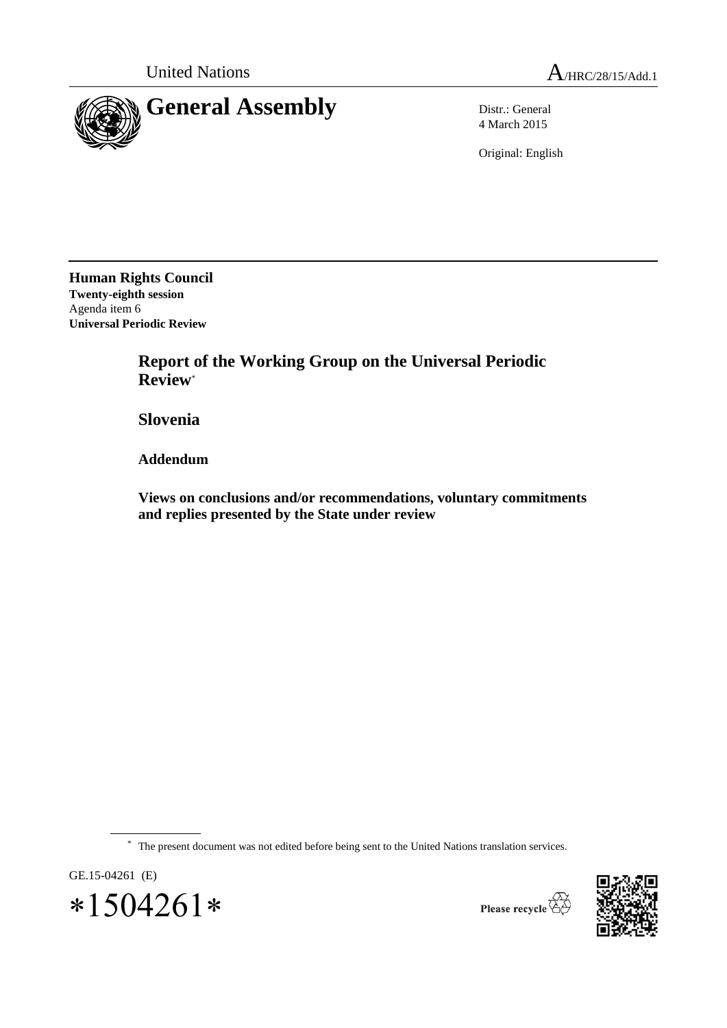United Nations

A/HRC/28/15/Add.1

# General Assembly

Distr.: General
4 March 2015

Original: English

**Human Rights Council**
**Twenty-eighth session**
Agenda item 6
**Universal Periodic Review**

## Report of the Working Group on the Universal Periodic Review*

## Slovenia

### Addendum

### Views on conclusions and/or recommendations, voluntary commitments and replies presented by the State under review

* The present document was not edited before being sent to the United Nations translation services.

GE.15-04261 (E)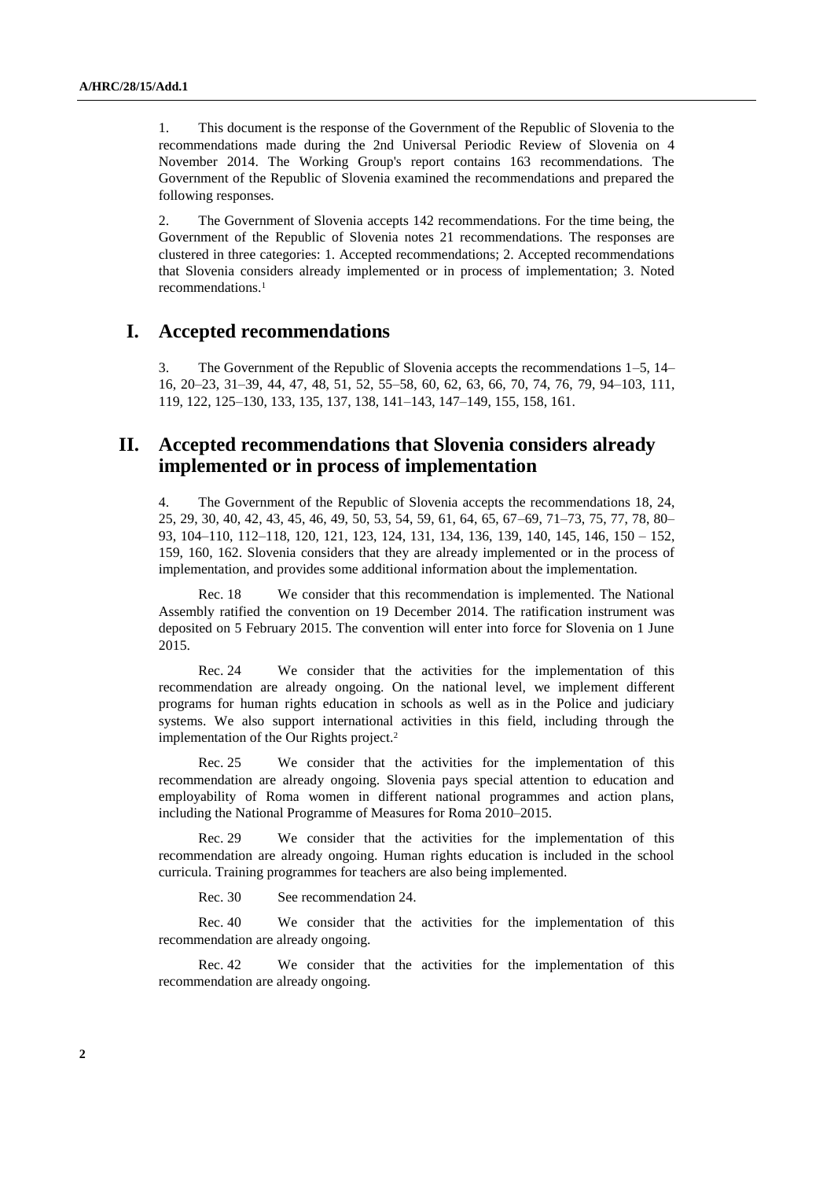1. This document is the response of the Government of the Republic of Slovenia to the recommendations made during the 2nd Universal Periodic Review of Slovenia on 4 November 2014. The Working Group's report contains 163 recommendations. The Government of the Republic of Slovenia examined the recommendations and prepared the following responses.

2. The Government of Slovenia accepts 142 recommendations. For the time being, the Government of the Republic of Slovenia notes 21 recommendations. The responses are clustered in three categories: 1. Accepted recommendations; 2. Accepted recommendations that Slovenia considers already implemented or in process of implementation; 3. Noted recommendations.[1]

## I. Accepted recommendations

3. The Government of the Republic of Slovenia accepts the recommendations 1–5, 14–16, 20–23, 31–39, 44, 47, 48, 51, 52, 55–58, 60, 62, 63, 66, 70, 74, 76, 79, 94–103, 111, 119, 122, 125–130, 133, 135, 137, 138, 141–143, 147–149, 155, 158, 161.

## II. Accepted recommendations that Slovenia considers already implemented or in process of implementation

4. The Government of the Republic of Slovenia accepts the recommendations 18, 24, 25, 29, 30, 40, 42, 43, 45, 46, 49, 50, 53, 54, 59, 61, 64, 65, 67–69, 71–73, 75, 77, 78, 80–93, 104–110, 112–118, 120, 121, 123, 124, 131, 134, 136, 139, 140, 145, 146, 150 – 152, 159, 160, 162. Slovenia considers that they are already implemented or in the process of implementation, and provides some additional information about the implementation.

Rec. 18 We consider that this recommendation is implemented. The National Assembly ratified the convention on 19 December 2014. The ratification instrument was deposited on 5 February 2015. The convention will enter into force for Slovenia on 1 June 2015.

Rec. 24 We consider that the activities for the implementation of this recommendation are already ongoing. On the national level, we implement different programs for human rights education in schools as well as in the Police and judiciary systems. We also support international activities in this field, including through the implementation of the Our Rights project.[2]

Rec. 25 We consider that the activities for the implementation of this recommendation are already ongoing. Slovenia pays special attention to education and employability of Roma women in different national programmes and action plans, including the National Programme of Measures for Roma 2010–2015.

Rec. 29 We consider that the activities for the implementation of this recommendation are already ongoing. Human rights education is included in the school curricula. Training programmes for teachers are also being implemented.

Rec. 30 See recommendation 24.

Rec. 40 We consider that the activities for the implementation of this recommendation are already ongoing.

Rec. 42 We consider that the activities for the implementation of this recommendation are already ongoing.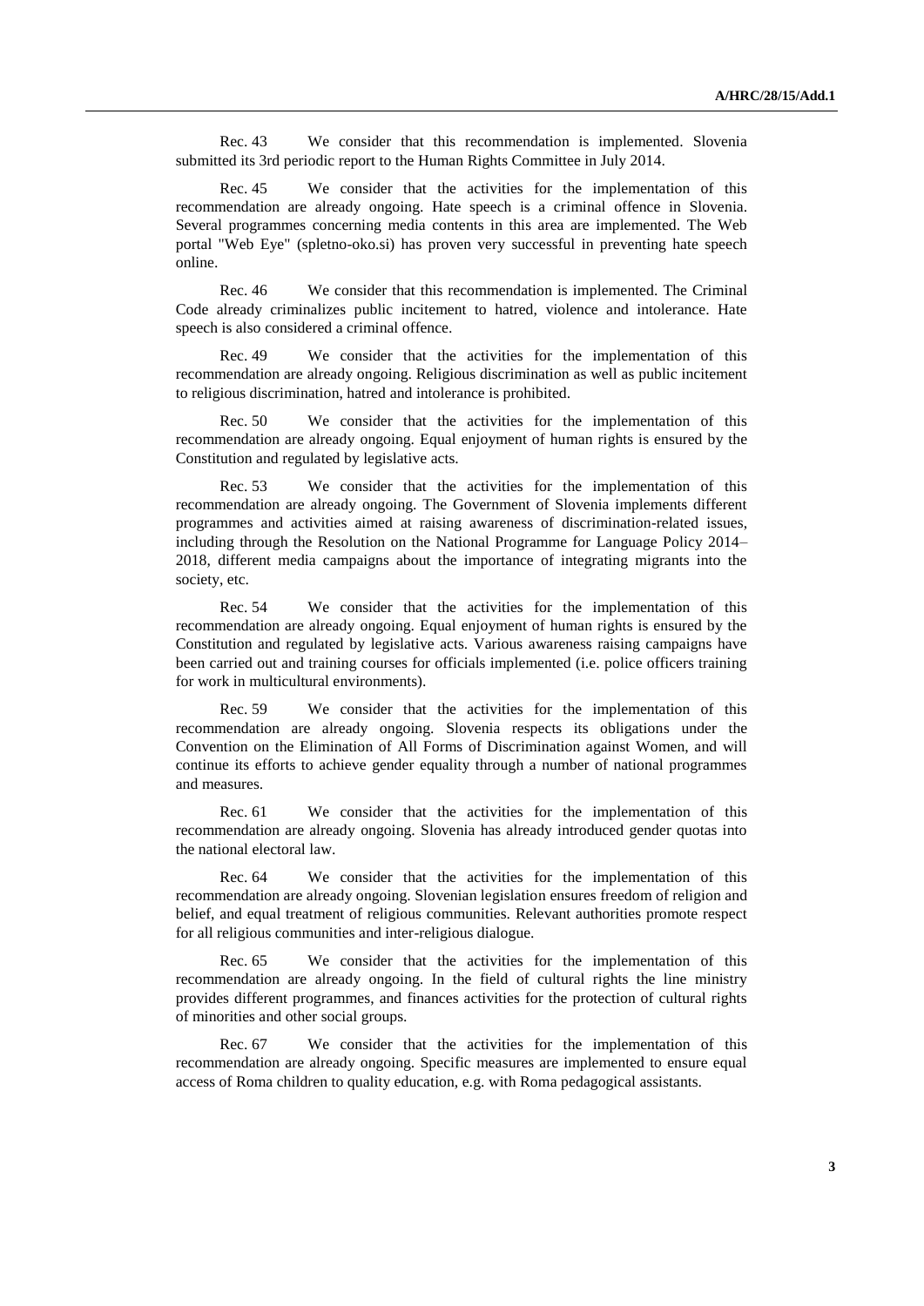Rec. 43 We consider that this recommendation is implemented. Slovenia submitted its 3rd periodic report to the Human Rights Committee in July 2014.

Rec. 45 We consider that the activities for the implementation of this recommendation are already ongoing. Hate speech is a criminal offence in Slovenia. Several programmes concerning media contents in this area are implemented. The Web portal "Web Eye" (spletno-oko.si) has proven very successful in preventing hate speech online.

Rec. 46 We consider that this recommendation is implemented. The Criminal Code already criminalizes public incitement to hatred, violence and intolerance. Hate speech is also considered a criminal offence.

Rec. 49 We consider that the activities for the implementation of this recommendation are already ongoing. Religious discrimination as well as public incitement to religious discrimination, hatred and intolerance is prohibited.

Rec. 50 We consider that the activities for the implementation of this recommendation are already ongoing. Equal enjoyment of human rights is ensured by the Constitution and regulated by legislative acts.

Rec. 53 We consider that the activities for the implementation of this recommendation are already ongoing. The Government of Slovenia implements different programmes and activities aimed at raising awareness of discrimination-related issues, including through the Resolution on the National Programme for Language Policy 2014–2018, different media campaigns about the importance of integrating migrants into the society, etc.

Rec. 54 We consider that the activities for the implementation of this recommendation are already ongoing. Equal enjoyment of human rights is ensured by the Constitution and regulated by legislative acts. Various awareness raising campaigns have been carried out and training courses for officials implemented (i.e. police officers training for work in multicultural environments).

Rec. 59 We consider that the activities for the implementation of this recommendation are already ongoing. Slovenia respects its obligations under the Convention on the Elimination of All Forms of Discrimination against Women, and will continue its efforts to achieve gender equality through a number of national programmes and measures.

Rec. 61 We consider that the activities for the implementation of this recommendation are already ongoing. Slovenia has already introduced gender quotas into the national electoral law.

Rec. 64 We consider that the activities for the implementation of this recommendation are already ongoing. Slovenian legislation ensures freedom of religion and belief, and equal treatment of religious communities. Relevant authorities promote respect for all religious communities and inter-religious dialogue.

Rec. 65 We consider that the activities for the implementation of this recommendation are already ongoing. In the field of cultural rights the line ministry provides different programmes, and finances activities for the protection of cultural rights of minorities and other social groups.

Rec. 67 We consider that the activities for the implementation of this recommendation are already ongoing. Specific measures are implemented to ensure equal access of Roma children to quality education, e.g. with Roma pedagogical assistants.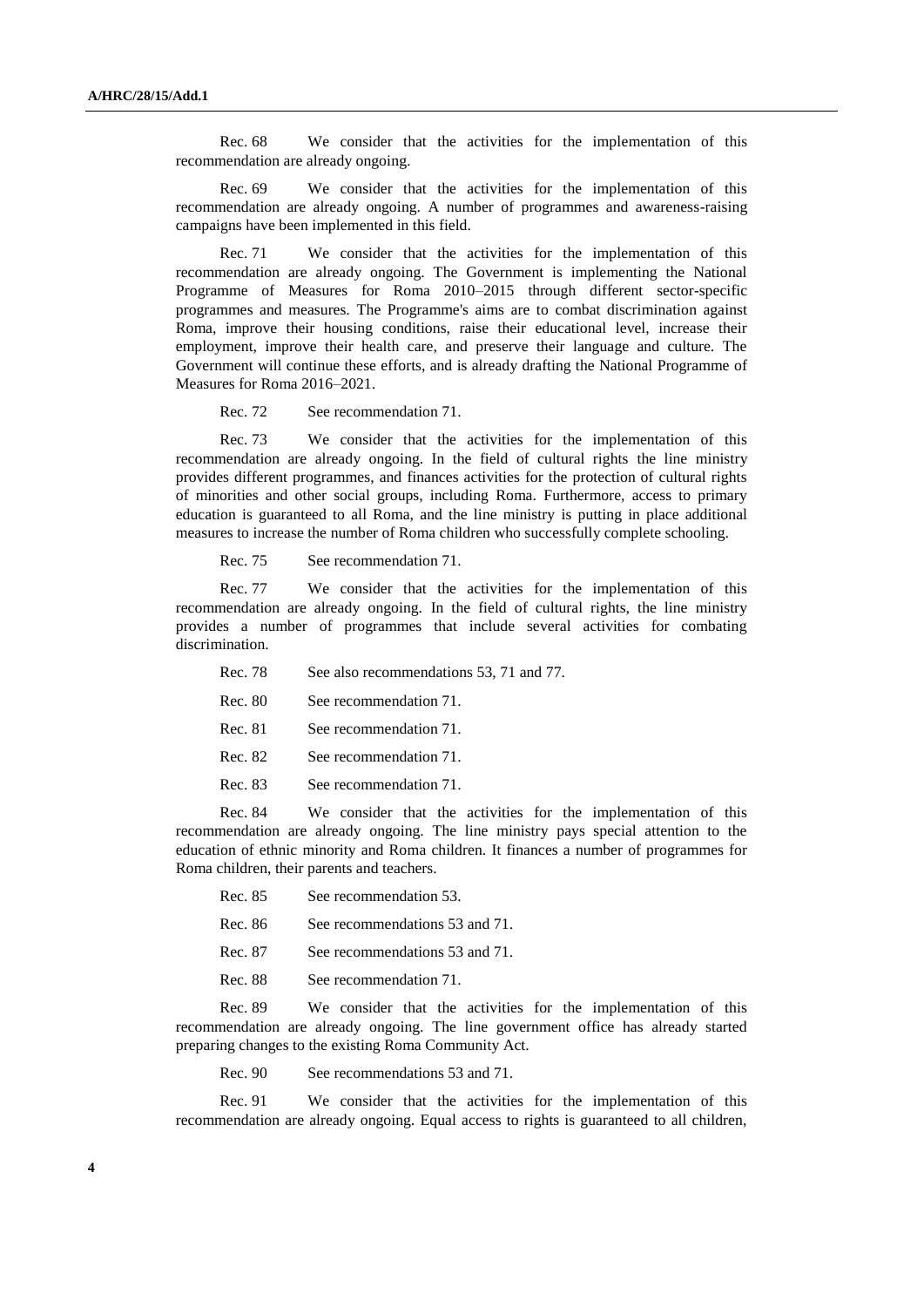Rec. 68 We consider that the activities for the implementation of this recommendation are already ongoing.

Rec. 69 We consider that the activities for the implementation of this recommendation are already ongoing. A number of programmes and awareness-raising campaigns have been implemented in this field.

Rec. 71 We consider that the activities for the implementation of this recommendation are already ongoing. The Government is implementing the National Programme of Measures for Roma 2010–2015 through different sector-specific programmes and measures. The Programme's aims are to combat discrimination against Roma, improve their housing conditions, raise their educational level, increase their employment, improve their health care, and preserve their language and culture. The Government will continue these efforts, and is already drafting the National Programme of Measures for Roma 2016–2021.

Rec. 72 See recommendation 71.

Rec. 73 We consider that the activities for the implementation of this recommendation are already ongoing. In the field of cultural rights the line ministry provides different programmes, and finances activities for the protection of cultural rights of minorities and other social groups, including Roma. Furthermore, access to primary education is guaranteed to all Roma, and the line ministry is putting in place additional measures to increase the number of Roma children who successfully complete schooling.

Rec. 75 See recommendation 71.

Rec. 77 We consider that the activities for the implementation of this recommendation are already ongoing. In the field of cultural rights, the line ministry provides a number of programmes that include several activities for combating discrimination.

Rec. 78 See also recommendations 53, 71 and 77.

Rec. 80 See recommendation 71.

Rec. 81 See recommendation 71.

Rec. 82 See recommendation 71.

Rec. 83 See recommendation 71.

Rec. 84 We consider that the activities for the implementation of this recommendation are already ongoing. The line ministry pays special attention to the education of ethnic minority and Roma children. It finances a number of programmes for Roma children, their parents and teachers.

Rec. 85 See recommendation 53.

Rec. 86 See recommendations 53 and 71.

Rec. 87 See recommendations 53 and 71.

Rec. 88 See recommendation 71.

Rec. 89 We consider that the activities for the implementation of this recommendation are already ongoing. The line government office has already started preparing changes to the existing Roma Community Act.

Rec. 90 See recommendations 53 and 71.

Rec. 91 We consider that the activities for the implementation of this recommendation are already ongoing. Equal access to rights is guaranteed to all children,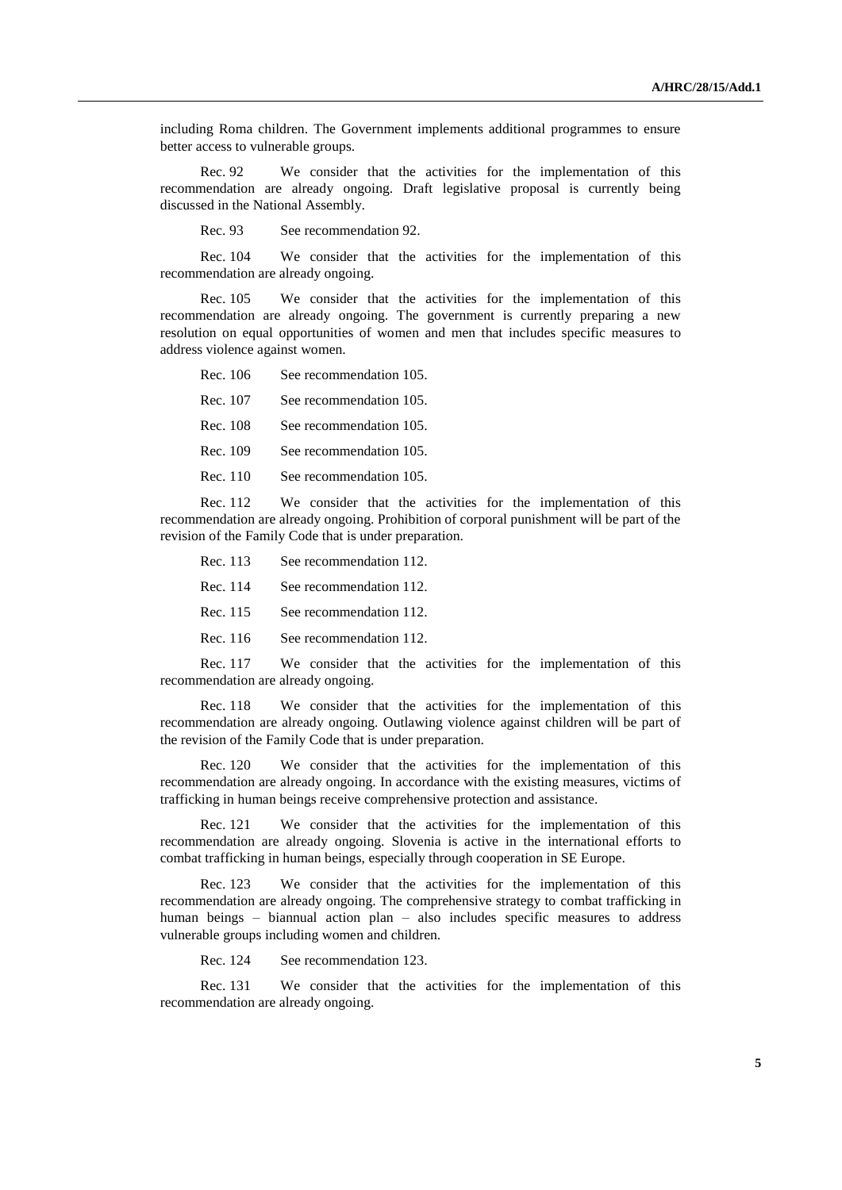including Roma children. The Government implements additional programmes to ensure better access to vulnerable groups.

Rec. 92 We consider that the activities for the implementation of this recommendation are already ongoing. Draft legislative proposal is currently being discussed in the National Assembly.

Rec. 93 See recommendation 92.

Rec. 104 We consider that the activities for the implementation of this recommendation are already ongoing.

Rec. 105 We consider that the activities for the implementation of this recommendation are already ongoing. The government is currently preparing a new resolution on equal opportunities of women and men that includes specific measures to address violence against women.

Rec. 106 See recommendation 105.

Rec. 107 See recommendation 105.

Rec. 108 See recommendation 105.

Rec. 109 See recommendation 105.

Rec. 110 See recommendation 105.

Rec. 112 We consider that the activities for the implementation of this recommendation are already ongoing. Prohibition of corporal punishment will be part of the revision of the Family Code that is under preparation.

Rec. 113 See recommendation 112.

Rec. 114 See recommendation 112.

Rec. 115 See recommendation 112.

Rec. 116 See recommendation 112.

Rec. 117 We consider that the activities for the implementation of this recommendation are already ongoing.

Rec. 118 We consider that the activities for the implementation of this recommendation are already ongoing. Outlawing violence against children will be part of the revision of the Family Code that is under preparation.

Rec. 120 We consider that the activities for the implementation of this recommendation are already ongoing. In accordance with the existing measures, victims of trafficking in human beings receive comprehensive protection and assistance.

Rec. 121 We consider that the activities for the implementation of this recommendation are already ongoing. Slovenia is active in the international efforts to combat trafficking in human beings, especially through cooperation in SE Europe.

Rec. 123 We consider that the activities for the implementation of this recommendation are already ongoing. The comprehensive strategy to combat trafficking in human beings – biannual action plan – also includes specific measures to address vulnerable groups including women and children.

Rec. 124 See recommendation 123.

Rec. 131 We consider that the activities for the implementation of this recommendation are already ongoing.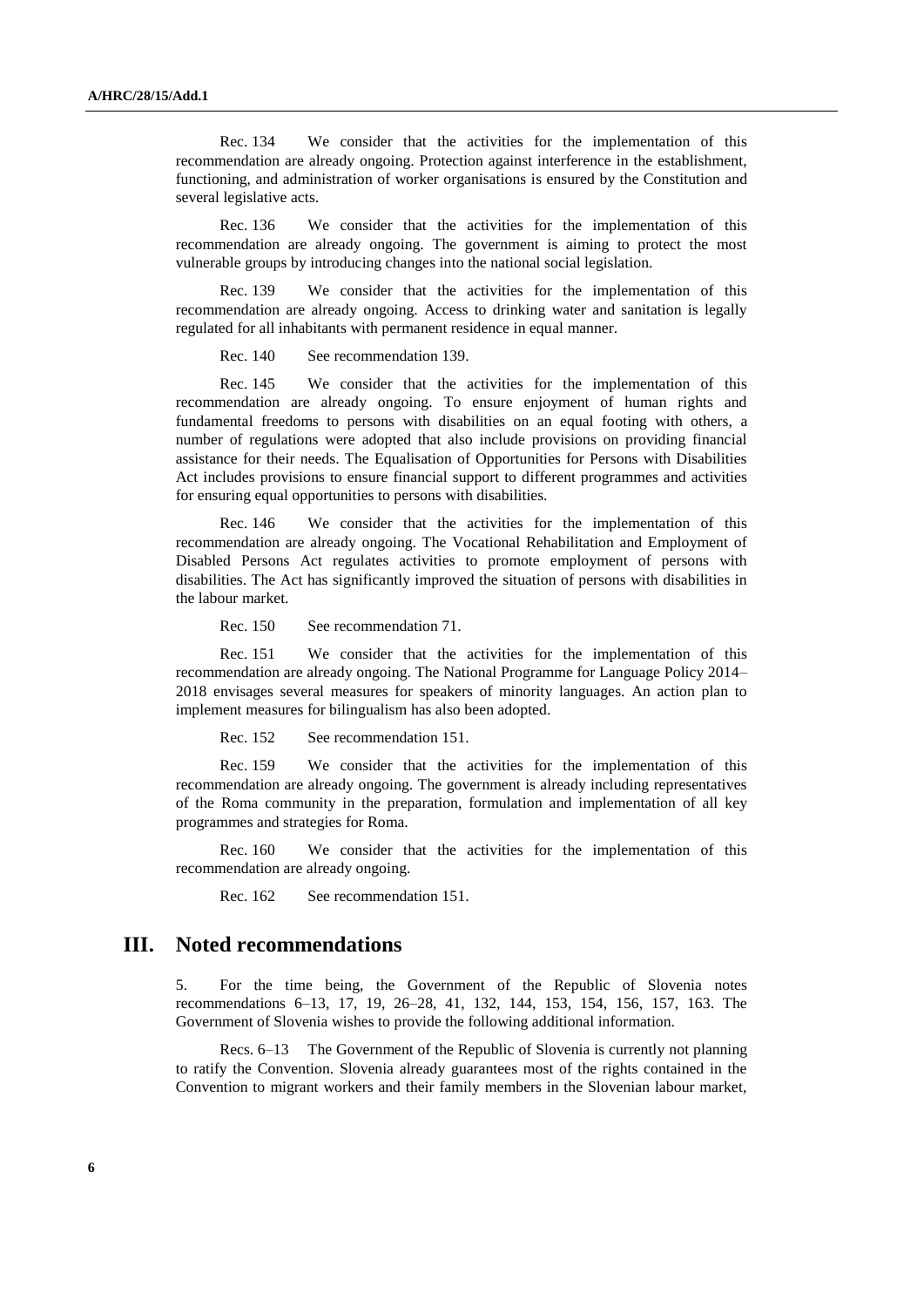Rec. 134 We consider that the activities for the implementation of this recommendation are already ongoing. Protection against interference in the establishment, functioning, and administration of worker organisations is ensured by the Constitution and several legislative acts.

Rec. 136 We consider that the activities for the implementation of this recommendation are already ongoing. The government is aiming to protect the most vulnerable groups by introducing changes into the national social legislation.

Rec. 139 We consider that the activities for the implementation of this recommendation are already ongoing. Access to drinking water and sanitation is legally regulated for all inhabitants with permanent residence in equal manner.

Rec. 140 See recommendation 139.

Rec. 145 We consider that the activities for the implementation of this recommendation are already ongoing. To ensure enjoyment of human rights and fundamental freedoms to persons with disabilities on an equal footing with others, a number of regulations were adopted that also include provisions on providing financial assistance for their needs. The Equalisation of Opportunities for Persons with Disabilities Act includes provisions to ensure financial support to different programmes and activities for ensuring equal opportunities to persons with disabilities.

Rec. 146 We consider that the activities for the implementation of this recommendation are already ongoing. The Vocational Rehabilitation and Employment of Disabled Persons Act regulates activities to promote employment of persons with disabilities. The Act has significantly improved the situation of persons with disabilities in the labour market.

Rec. 150 See recommendation 71.

Rec. 151 We consider that the activities for the implementation of this recommendation are already ongoing. The National Programme for Language Policy 2014–2018 envisages several measures for speakers of minority languages. An action plan to implement measures for bilingualism has also been adopted.

Rec. 152 See recommendation 151.

Rec. 159 We consider that the activities for the implementation of this recommendation are already ongoing. The government is already including representatives of the Roma community in the preparation, formulation and implementation of all key programmes and strategies for Roma.

Rec. 160 We consider that the activities for the implementation of this recommendation are already ongoing.

Rec. 162 See recommendation 151.

## III. Noted recommendations

5. For the time being, the Government of the Republic of Slovenia notes recommendations 6–13, 17, 19, 26–28, 41, 132, 144, 153, 154, 156, 157, 163. The Government of Slovenia wishes to provide the following additional information.

Recs. 6–13 The Government of the Republic of Slovenia is currently not planning to ratify the Convention. Slovenia already guarantees most of the rights contained in the Convention to migrant workers and their family members in the Slovenian labour market,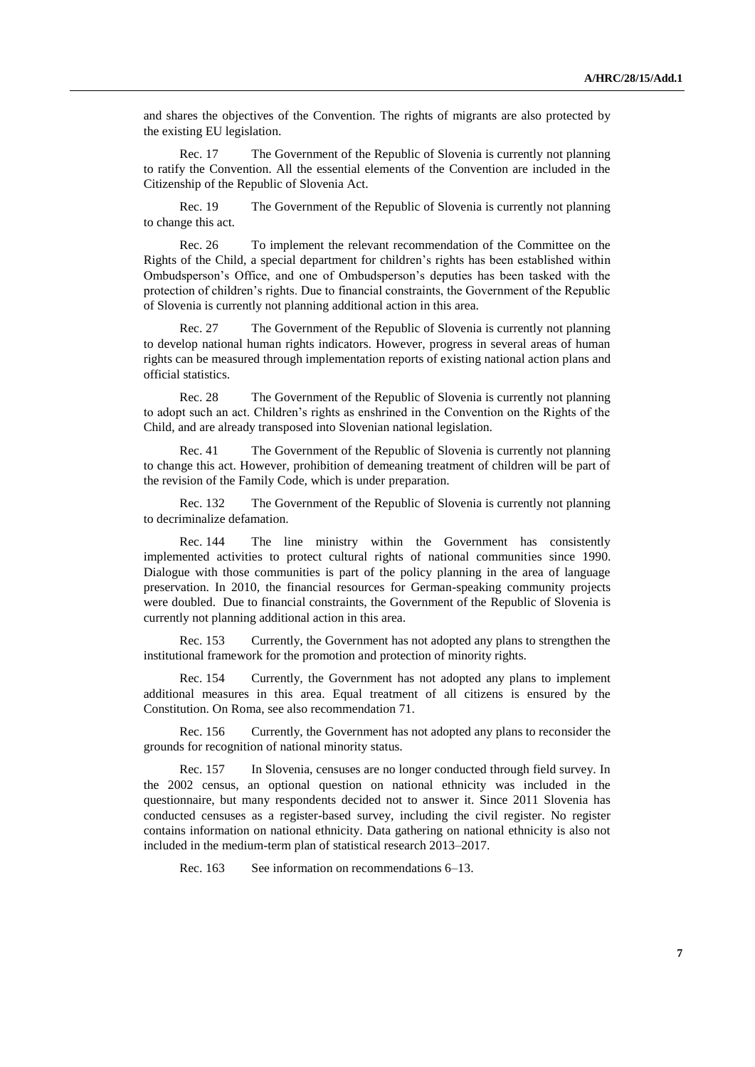and shares the objectives of the Convention. The rights of migrants are also protected by the existing EU legislation.

Rec. 17 The Government of the Republic of Slovenia is currently not planning to ratify the Convention. All the essential elements of the Convention are included in the Citizenship of the Republic of Slovenia Act.

Rec. 19 The Government of the Republic of Slovenia is currently not planning to change this act.

Rec. 26 To implement the relevant recommendation of the Committee on the Rights of the Child, a special department for children's rights has been established within Ombudsperson's Office, and one of Ombudsperson's deputies has been tasked with the protection of children's rights. Due to financial constraints, the Government of the Republic of Slovenia is currently not planning additional action in this area.

Rec. 27 The Government of the Republic of Slovenia is currently not planning to develop national human rights indicators. However, progress in several areas of human rights can be measured through implementation reports of existing national action plans and official statistics.

Rec. 28 The Government of the Republic of Slovenia is currently not planning to adopt such an act. Children's rights as enshrined in the Convention on the Rights of the Child, and are already transposed into Slovenian national legislation.

Rec. 41 The Government of the Republic of Slovenia is currently not planning to change this act. However, prohibition of demeaning treatment of children will be part of the revision of the Family Code, which is under preparation.

Rec. 132 The Government of the Republic of Slovenia is currently not planning to decriminalize defamation.

Rec. 144 The line ministry within the Government has consistently implemented activities to protect cultural rights of national communities since 1990. Dialogue with those communities is part of the policy planning in the area of language preservation. In 2010, the financial resources for German-speaking community projects were doubled. Due to financial constraints, the Government of the Republic of Slovenia is currently not planning additional action in this area.

Rec. 153 Currently, the Government has not adopted any plans to strengthen the institutional framework for the promotion and protection of minority rights.

Rec. 154 Currently, the Government has not adopted any plans to implement additional measures in this area. Equal treatment of all citizens is ensured by the Constitution. On Roma, see also recommendation 71.

Rec. 156 Currently, the Government has not adopted any plans to reconsider the grounds for recognition of national minority status.

Rec. 157 In Slovenia, censuses are no longer conducted through field survey. In the 2002 census, an optional question on national ethnicity was included in the questionnaire, but many respondents decided not to answer it. Since 2011 Slovenia has conducted censuses as a register-based survey, including the civil register. No register contains information on national ethnicity. Data gathering on national ethnicity is also not included in the medium-term plan of statistical research 2013–2017.

Rec. 163 See information on recommendations 6–13.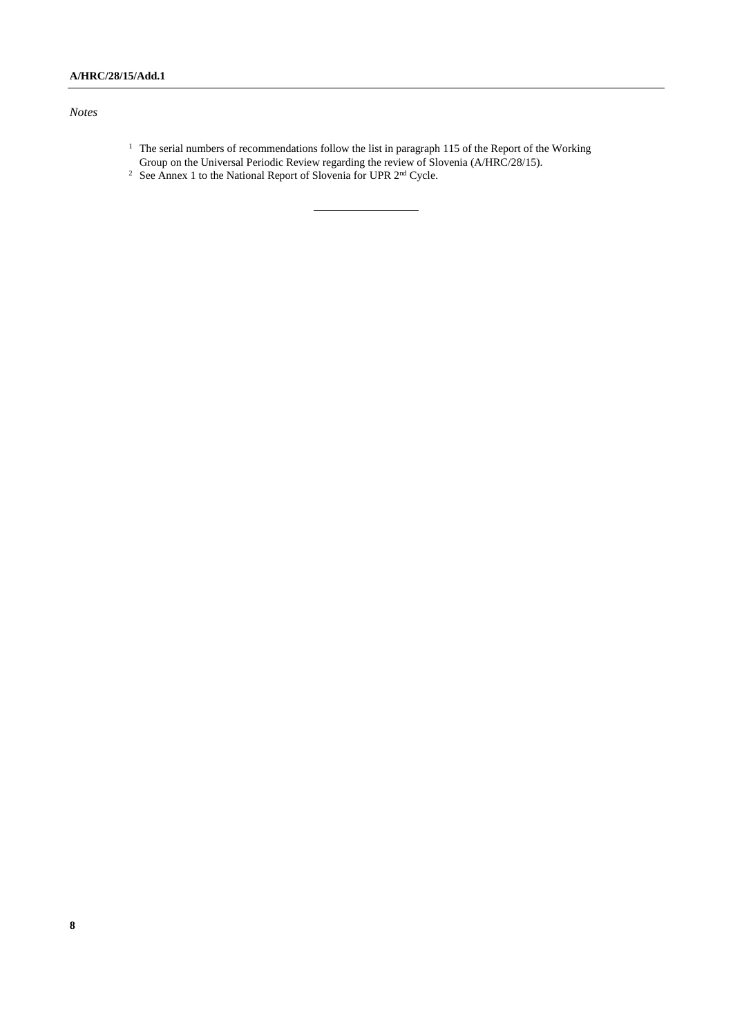*Notes*

[1] The serial numbers of recommendations follow the list in paragraph 115 of the Report of the Working Group on the Universal Periodic Review regarding the review of Slovenia (A/HRC/28/15).

[2] See Annex 1 to the National Report of Slovenia for UPR 2nd Cycle.